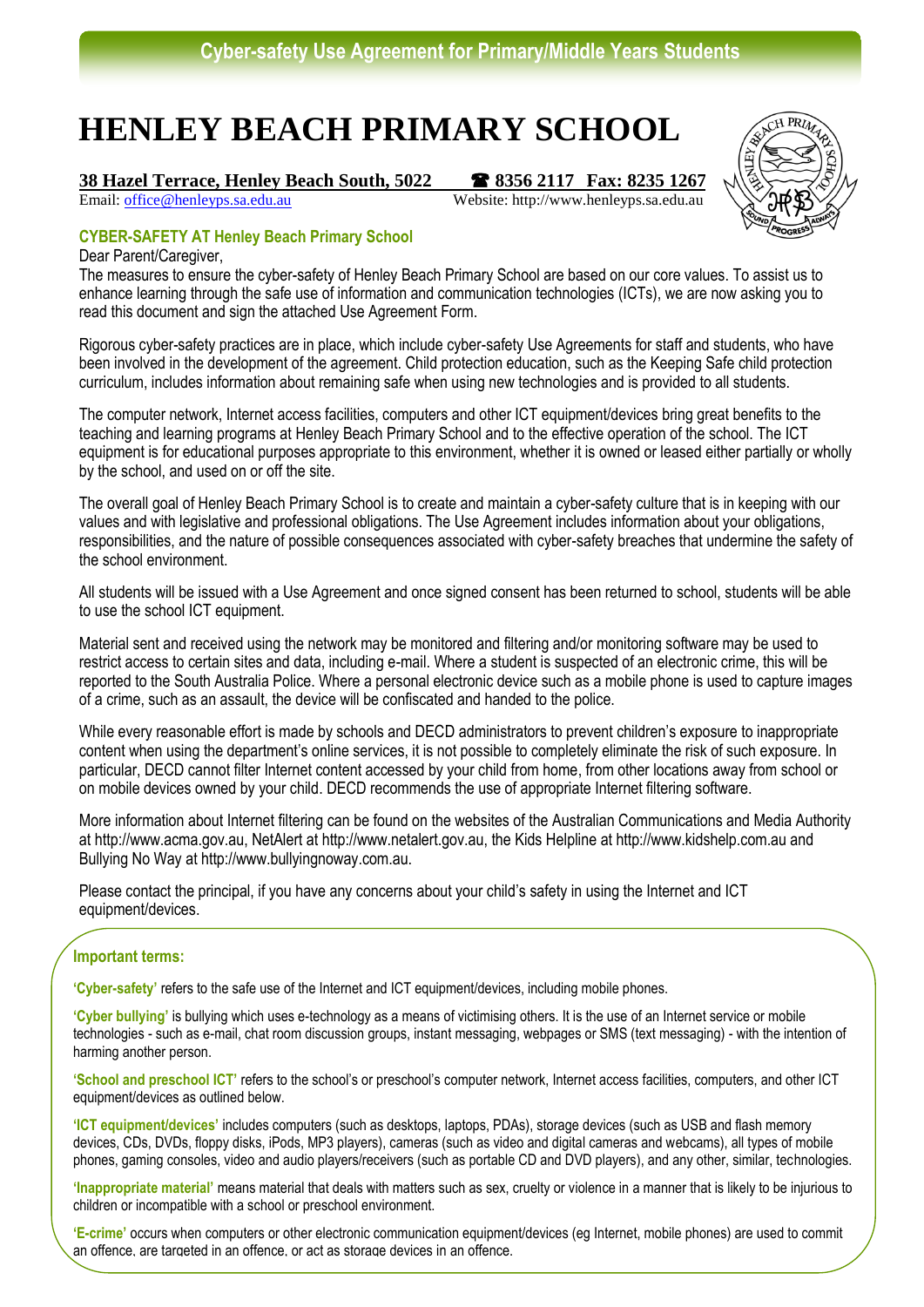## Cyber-safety Use Agreement for Primary/Middle Years Students

# HENLEY BEACH PRIMARY SCHOOL

**38 Hazel Terrace, Henley Beach South, 5022** ☎ **8356 2117 Fax: 8235 1267**

Email: office@henleyps.sa.edu.au Website: http://www.henleyps.sa.edu.au

### CYBER-SAFETY AT Henley Beach Primary School

Dear Parent/Caregiver,

The measures to ensure the cyber-safety of Henley Beach Primary School are based on our core values. To assist us to enhance learning through the safe use of information and communication technologies (ICTs), we are now asking you to read this document and sign the attached Use Agreement Form.

Rigorous cyber-safety practices are in place, which include cyber-safety Use Agreements for staff and students, who have been involved in the development of the agreement. Child protection education, such as the Keeping Safe child protection curriculum, includes information about remaining safe when using new technologies and is provided to all students.

The computer network, Internet access facilities, computers and other ICT equipment/devices bring great benefits to the teaching and learning programs at Henley Beach Primary School and to the effective operation of the school. The ICT equipment is for educational purposes appropriate to this environment, whether it is owned or leased either partially or wholly by the school, and used on or off the site.

The overall goal of Henley Beach Primary School is to create and maintain a cyber-safety culture that is in keeping with our values and with legislative and professional obligations. The Use Agreement includes information about your obligations, responsibilities, and the nature of possible consequences associated with cyber-safety breaches that undermine the safety of the school environment.

All students will be issued with a Use Agreement and once signed consent has been returned to school, students will be able to use the school ICT equipment.

Material sent and received using the network may be monitored and filtering and/or monitoring software may be used to restrict access to certain sites and data, including e-mail. Where a student is suspected of an electronic crime, this will be reported to the South Australia Police. Where a personal electronic device such as a mobile phone is used to capture images of a crime, such as an assault, the device will be confiscated and handed to the police.

While every reasonable effort is made by schools and DECD administrators to prevent children's exposure to inappropriate content when using the department's online services, it is not possible to completely eliminate the risk of such exposure. In particular, DECD cannot filter Internet content accessed by your child from home, from other locations away from school or on mobile devices owned by your child. DECD recommends the use of appropriate Internet filtering software.

More information about Internet filtering can be found on the websites of the Australian Communications and Media Authority at http://www.acma.gov.au, NetAlert at http://www.netalert.gov.au, the Kids Helpline at http://www.kidshelp.com.au and Bullying No Way at http://www.bullyingnoway.com.au.

Please contact the principal, if you have any concerns about your child's safety in using the Internet and ICT equipment/devices.

### Important terms:

**'Cyber-safety'** refers to the safe use of the Internet and ICT equipment/devices, including mobile phones.

**'Cyber bullying'** is bullying which uses e-technology as a means of victimising others. It is the use of an Internet service or mobile technologies - such as e-mail, chat room discussion groups, instant messaging, webpages or SMS (text messaging) - with the intention of harming another person.

**'School and preschool ICT'** refers to the school's or preschool's computer network, Internet access facilities, computers, and other ICT equipment/devices as outlined below.

**'ICT equipment/devices'** includes computers (such as desktops, laptops, PDAs), storage devices (such as USB and flash memory devices, CDs, DVDs, floppy disks, iPods, MP3 players), cameras (such as video and digital cameras and webcams), all types of mobile phones, gaming consoles, video and audio players/receivers (such as portable CD and DVD players), and any other, similar, technologies.

**'Inappropriate material'** means material that deals with matters such as sex, cruelty or violence in a manner that is likely to be injurious to children or incompatible with a school or preschool environment.

**'E-crime'** occurs when computers or other electronic communication equipment/devices (eg Internet, mobile phones) are used to commit an offence, are targeted in an offence, or act as storage devices in an offence.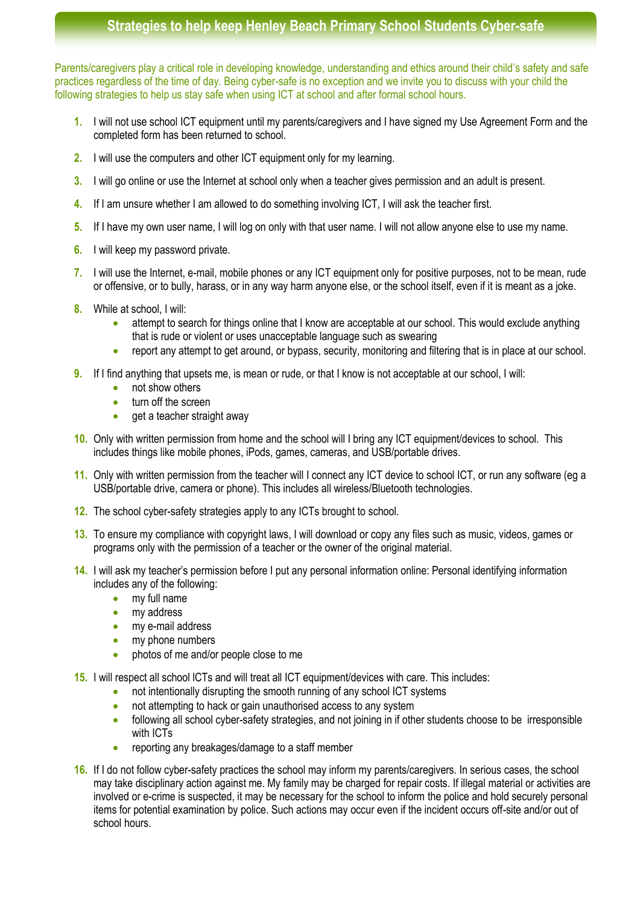## Strategies to help keep Henley Beach Primary School Students Cyber-safe

Parents/caregivers play a critical role in developing knowledge, understanding and ethics around their child's safety and safe practices regardless of the time of day. Being cyber-safe is no exception and we invite you to discuss with your child the following strategies to help us stay safe when using ICT at school and after formal school hours.

1. I will not use school ICT equipment until my parents/caregivers and I have signed my Use Agreement Form and the completed form has been returned to school.
2. I will use the computers and other ICT equipment only for my learning.
3. I will go online or use the Internet at school only when a teacher gives permission and an adult is present.
4. If I am unsure whether I am allowed to do something involving ICT, I will ask the teacher first.
5. If I have my own user name, I will log on only with that user name. I will not allow anyone else to use my name.
6. I will keep my password private.
7. I will use the Internet, e-mail, mobile phones or any ICT equipment only for positive purposes, not to be mean, rude or offensive, or to bully, harass, or in any way harm anyone else, or the school itself, even if it is meant as a joke.
8. While at school, I will:
   - attempt to search for things online that I know are acceptable at our school. This would exclude anything that is rude or violent or uses unacceptable language such as swearing
   - report any attempt to get around, or bypass, security, monitoring and filtering that is in place at our school.
9. If I find anything that upsets me, is mean or rude, or that I know is not acceptable at our school, I will:
   - not show others
   - turn off the screen
   - get a teacher straight away
10. Only with written permission from home and the school will I bring any ICT equipment/devices to school. This includes things like mobile phones, iPods, games, cameras, and USB/portable drives.
11. Only with written permission from the teacher will I connect any ICT device to school ICT, or run any software (eg a USB/portable drive, camera or phone). This includes all wireless/Bluetooth technologies.
12. The school cyber-safety strategies apply to any ICTs brought to school.
13. To ensure my compliance with copyright laws, I will download or copy any files such as music, videos, games or programs only with the permission of a teacher or the owner of the original material.
14. I will ask my teacher's permission before I put any personal information online: Personal identifying information includes any of the following:
    - my full name
    - my address
    - my e-mail address
    - my phone numbers
    - photos of me and/or people close to me
15. I will respect all school ICTs and will treat all ICT equipment/devices with care. This includes:
    - not intentionally disrupting the smooth running of any school ICT systems
    - not attempting to hack or gain unauthorised access to any system
    - following all school cyber-safety strategies, and not joining in if other students choose to be irresponsible with ICTs
    - reporting any breakages/damage to a staff member
16. If I do not follow cyber-safety practices the school may inform my parents/caregivers. In serious cases, the school may take disciplinary action against me. My family may be charged for repair costs. If illegal material or activities are involved or e-crime is suspected, it may be necessary for the school to inform the police and hold securely personal items for potential examination by police. Such actions may occur even if the incident occurs off-site and/or out of school hours.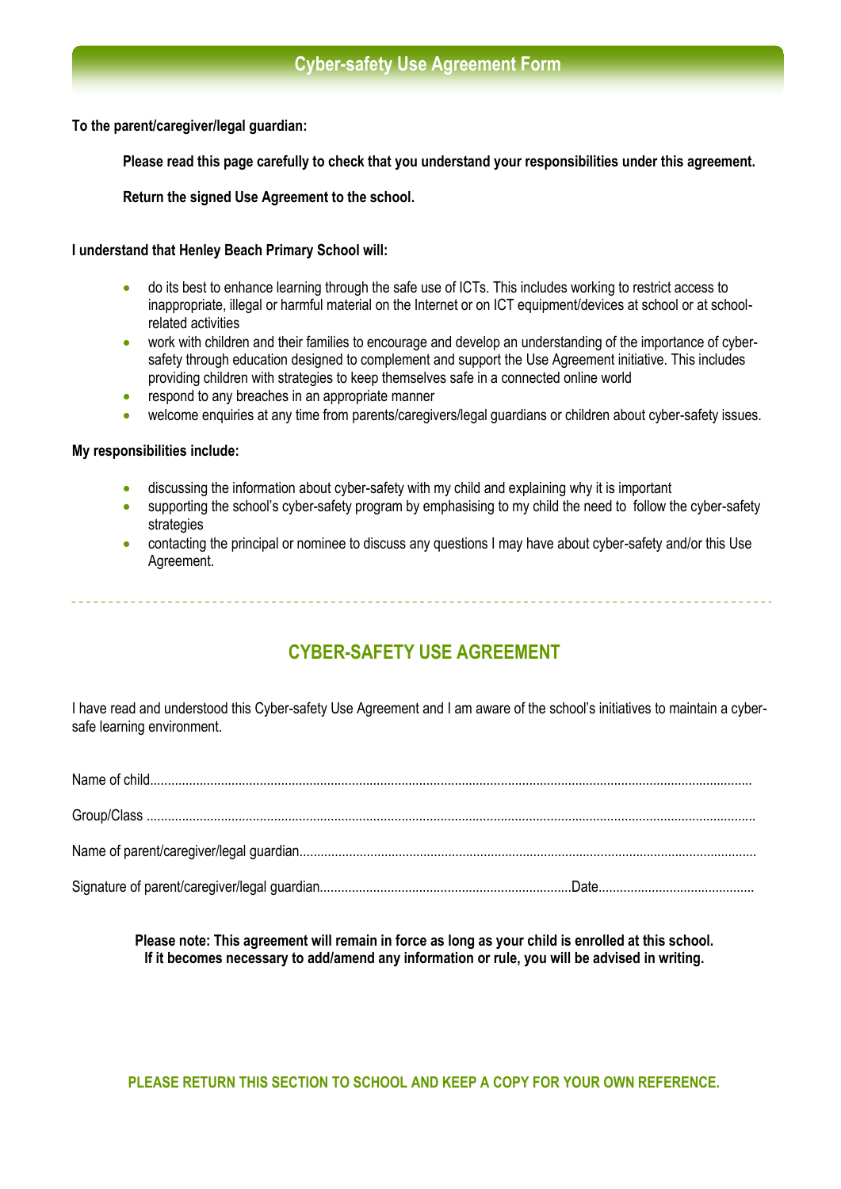# Cyber-safety Use Agreement Form

**To the parent/caregiver/legal guardian:**

**Please read this page carefully to check that you understand your responsibilities under this agreement.**

**Return the signed Use Agreement to the school.**

**I understand that Henley Beach Primary School will:**

- do its best to enhance learning through the safe use of ICTs. This includes working to restrict access to inappropriate, illegal or harmful material on the Internet or on ICT equipment/devices at school or at school-related activities
- work with children and their families to encourage and develop an understanding of the importance of cyber-safety through education designed to complement and support the Use Agreement initiative. This includes providing children with strategies to keep themselves safe in a connected online world
- respond to any breaches in an appropriate manner
- welcome enquiries at any time from parents/caregivers/legal guardians or children about cyber-safety issues.

**My responsibilities include:**

- discussing the information about cyber-safety with my child and explaining why it is important
- supporting the school's cyber-safety program by emphasising to my child the need to follow the cyber-safety strategies
- contacting the principal or nominee to discuss any questions I may have about cyber-safety and/or this Use Agreement.

---

## CYBER-SAFETY USE AGREEMENT

I have read and understood this Cyber-safety Use Agreement and I am aware of the school's initiatives to maintain a cyber-safe learning environment.

Name of child..........................................................................................................................................................

Group/Class ...........................................................................................................................................................

Name of parent/caregiver/legal guardian.................................................................................................................

Signature of parent/caregiver/legal guardian.......................................................................Date............................................

**Please note: This agreement will remain in force as long as your child is enrolled at this school.**
**If it becomes necessary to add/amend any information or rule, you will be advised in writing.**

**PLEASE RETURN THIS SECTION TO SCHOOL AND KEEP A COPY FOR YOUR OWN REFERENCE.**